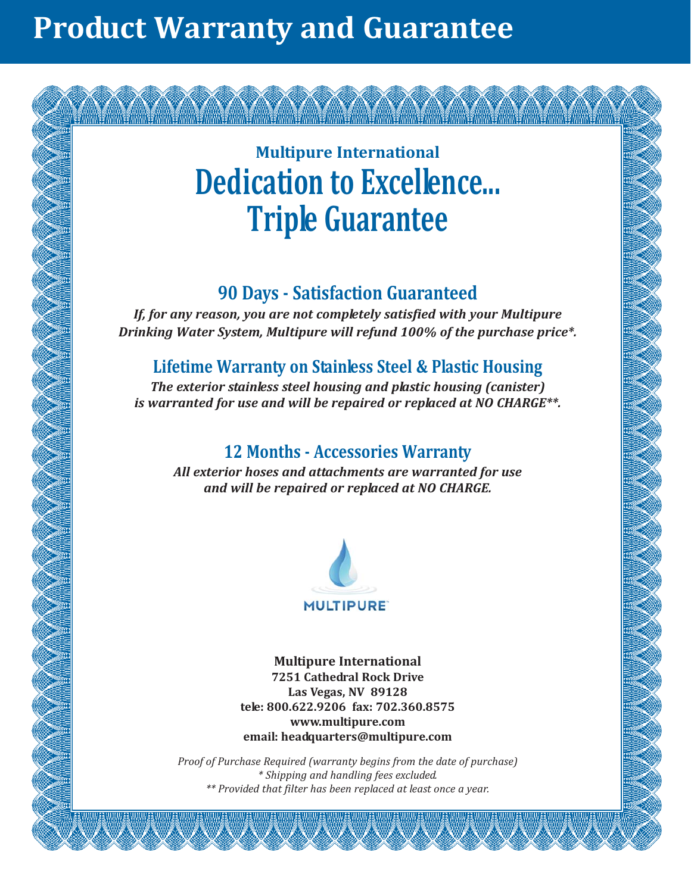# Product Warranty and Guarantee

### Multipure International

## Dedication to Excellence...
## Triple Guarantee

### 90 Days - Satisfaction Guaranteed

***If, for any reason, you are not completely satisfied with your Multipure Drinking Water System, Multipure will refund 100% of the purchase price*.***

### Lifetime Warranty on Stainless Steel & Plastic Housing

***The exterior stainless steel housing and plastic housing (canister) is warranted for use and will be repaired or replaced at NO CHARGE**.***

### 12 Months - Accessories Warranty

***All exterior hoses and attachments are warranted for use and will be repaired or replaced at NO CHARGE.***

MULTIPURE™

**Multipure International**
**7251 Cathedral Rock Drive**
**Las Vegas, NV 89128**
**tele: 800.622.9206 fax: 702.360.8575**
**www.multipure.com**
**email: headquarters@multipure.com**

*Proof of Purchase Required (warranty begins from the date of purchase)*
** Shipping and handling fees excluded.*
*** Provided that filter has been replaced at least once a year.*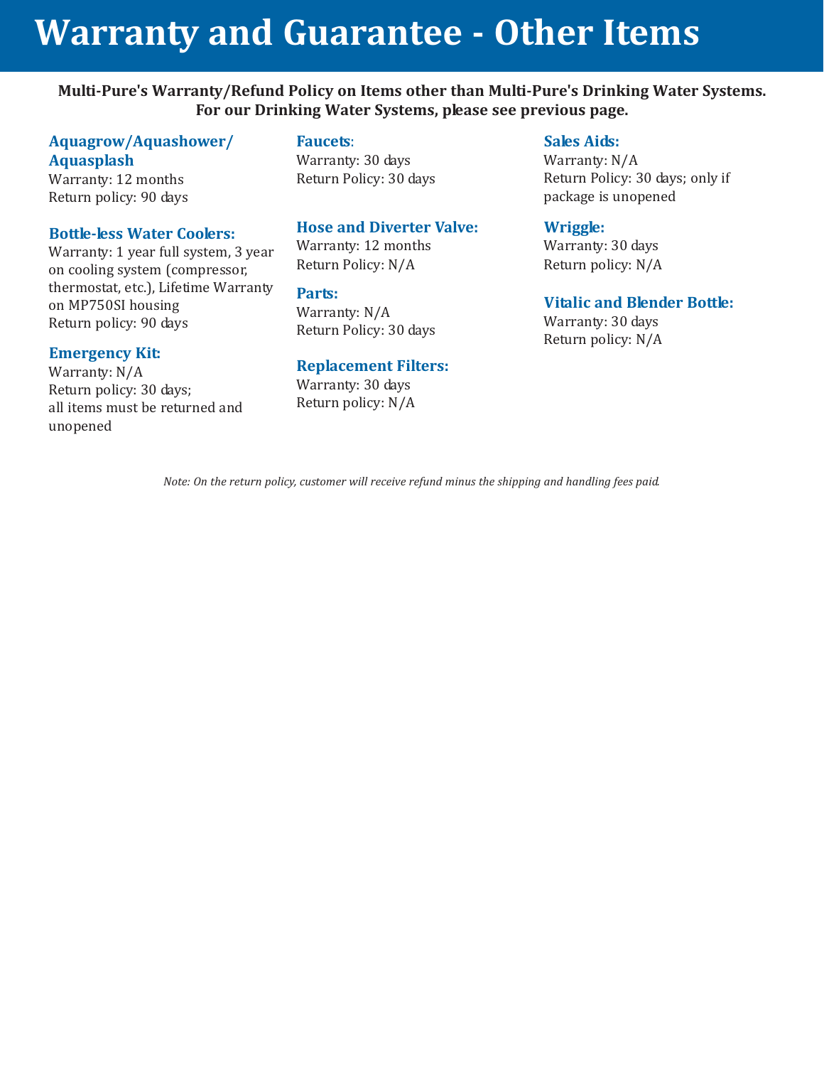# Warranty and Guarantee - Other Items

**Multi-Pure's Warranty/Refund Policy on Items other than Multi-Pure's Drinking Water Systems. For our Drinking Water Systems, please see previous page.**

### Aquagrow/Aquashower/Aquasplash

Warranty: 12 months
Return policy: 90 days

### Bottle-less Water Coolers:

Warranty: 1 year full system, 3 year on cooling system (compressor, thermostat, etc.), Lifetime Warranty on MP750SI housing
Return policy: 90 days

### Emergency Kit:

Warranty: N/A
Return policy: 30 days;
all items must be returned and unopened

### Faucets:

Warranty: 30 days
Return Policy: 30 days

### Hose and Diverter Valve:

Warranty: 12 months
Return Policy: N/A

### Parts:

Warranty: N/A
Return Policy: 30 days

### Replacement Filters:

Warranty: 30 days
Return policy: N/A

### Sales Aids:

Warranty: N/A
Return Policy: 30 days; only if package is unopened

### Wriggle:

Warranty: 30 days
Return policy: N/A

### Vitalic and Blender Bottle:

Warranty: 30 days
Return policy: N/A

*Note: On the return policy, customer will receive refund minus the shipping and handling fees paid.*